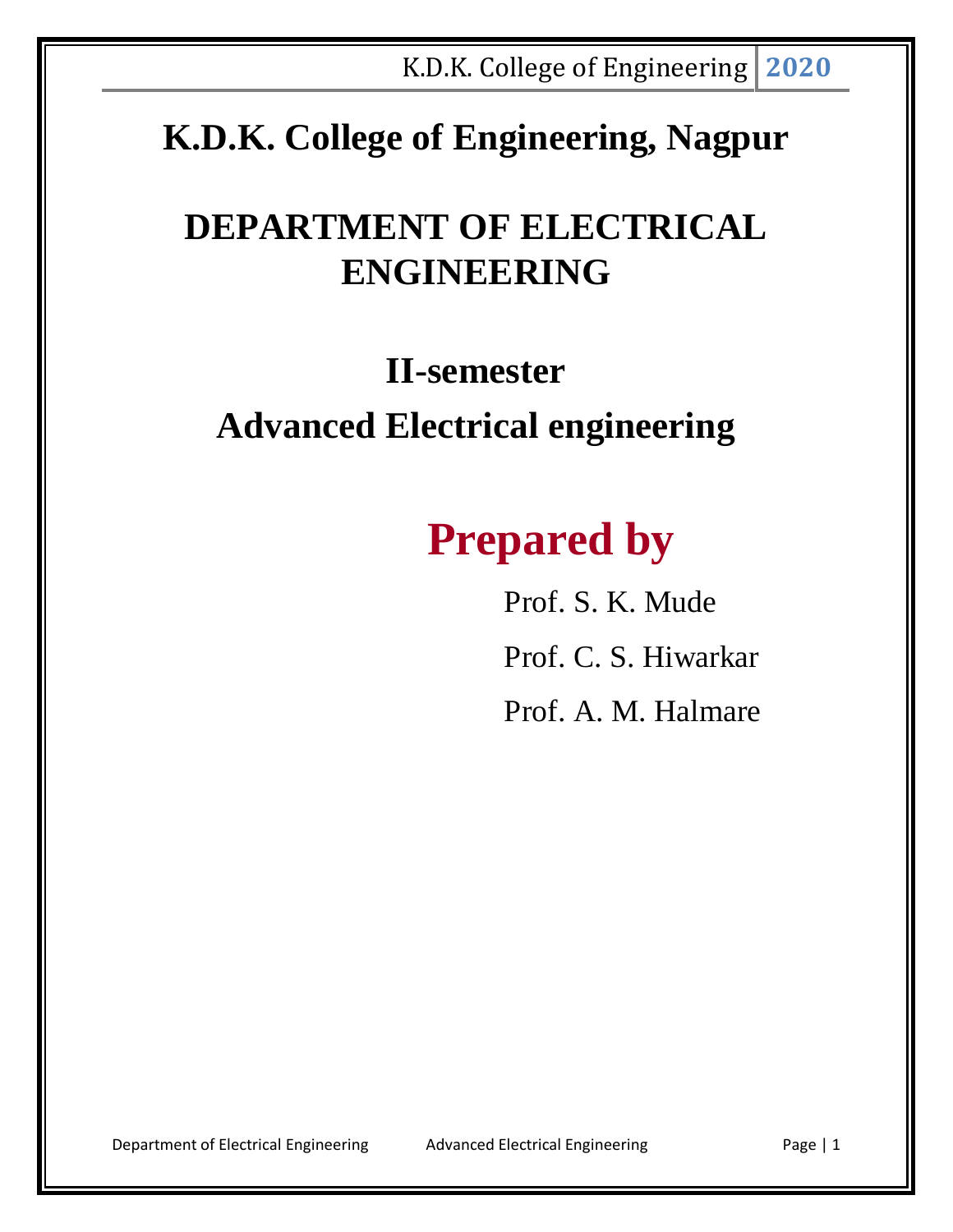# K.D.K. College of Engineering, Nagpur

# DEPARTMENT OF ELECTRICAL ENGINEERING

## II-semester

## Advanced Electrical engineering

## Prepared by

Prof. S. K. Mude

Prof. C. S. Hiwarkar

Prof. A. M. Halmare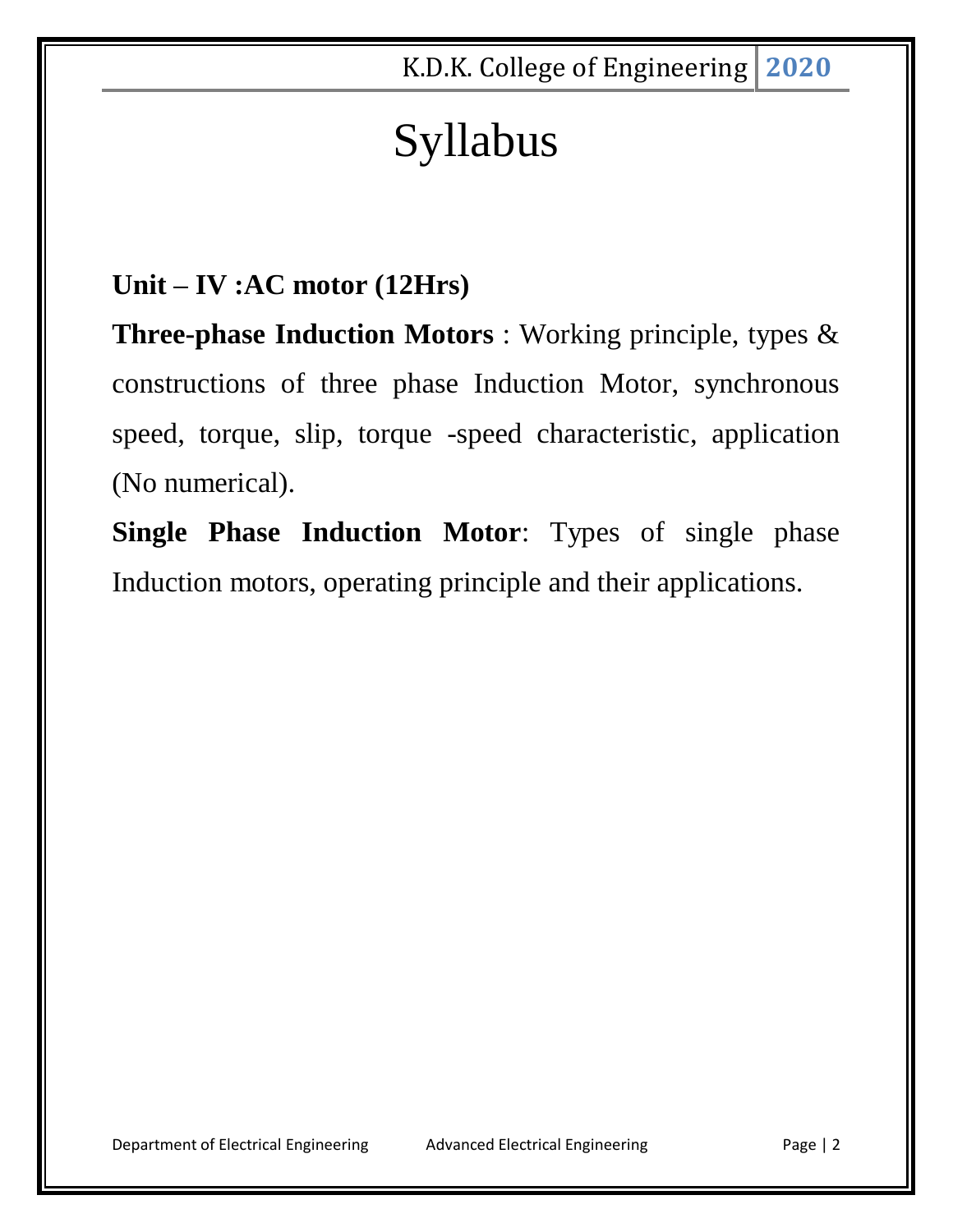# Syllabus

**Unit – IV :AC motor (12Hrs)**

**Three-phase Induction Motors** : Working principle, types & constructions of three phase Induction Motor, synchronous speed, torque, slip, torque -speed characteristic, application (No numerical).

**Single Phase Induction Motor**: Types of single phase Induction motors, operating principle and their applications.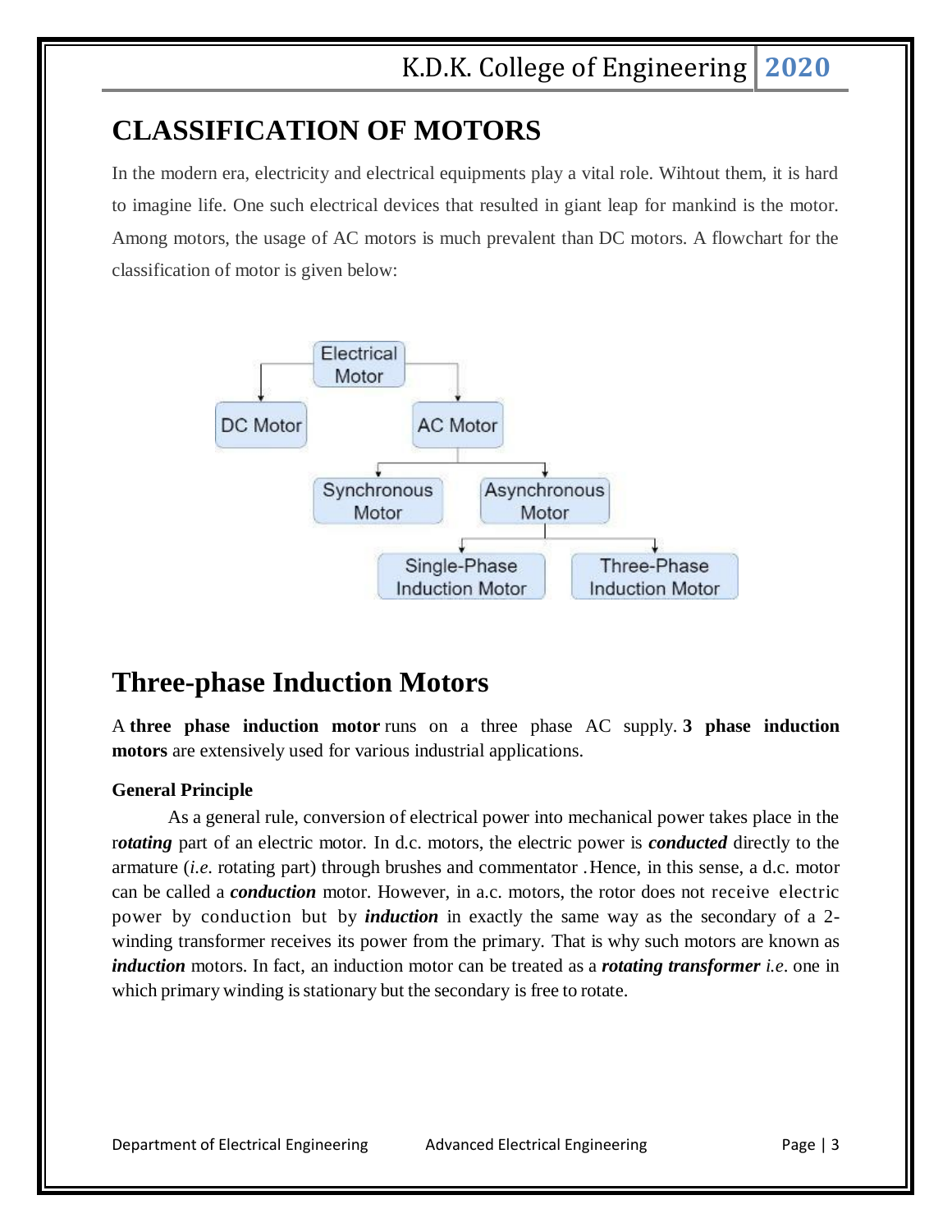# CLASSIFICATION OF MOTORS

In the modern era, electricity and electrical equipments play a vital role. Wihtout them, it is hard to imagine life. One such electrical devices that resulted in giant leap for mankind is the motor. Among motors, the usage of AC motors is much prevalent than DC motors. A flowchart for the classification of motor is given below:

- Electrical Motor
  - DC Motor
  - AC Motor
    - Synchronous Motor
    - Asynchronous Motor
      - Single-Phase Induction Motor
      - Three-Phase Induction Motor

# Three-phase Induction Motors

A **three phase induction motor** runs on a three phase AC supply. **3 phase induction motors** are extensively used for various industrial applications.

**General Principle**

As a general rule, conversion of electrical power into mechanical power takes place in the r***otating*** part of an electric motor. In d.c. motors, the electric power is ***conducted*** directly to the armature (*i.e.* rotating part) through brushes and commentator . Hence, in this sense, a d.c. motor can be called a ***conduction*** motor. However, in a.c. motors, the rotor does not receive electric power by conduction but by ***induction*** in exactly the same way as the secondary of a 2-winding transformer receives its power from the primary. That is why such motors are known as ***induction*** motors. In fact, an induction motor can be treated as a ***rotating transformer*** *i.e.* one in which primary winding is stationary but the secondary is free to rotate.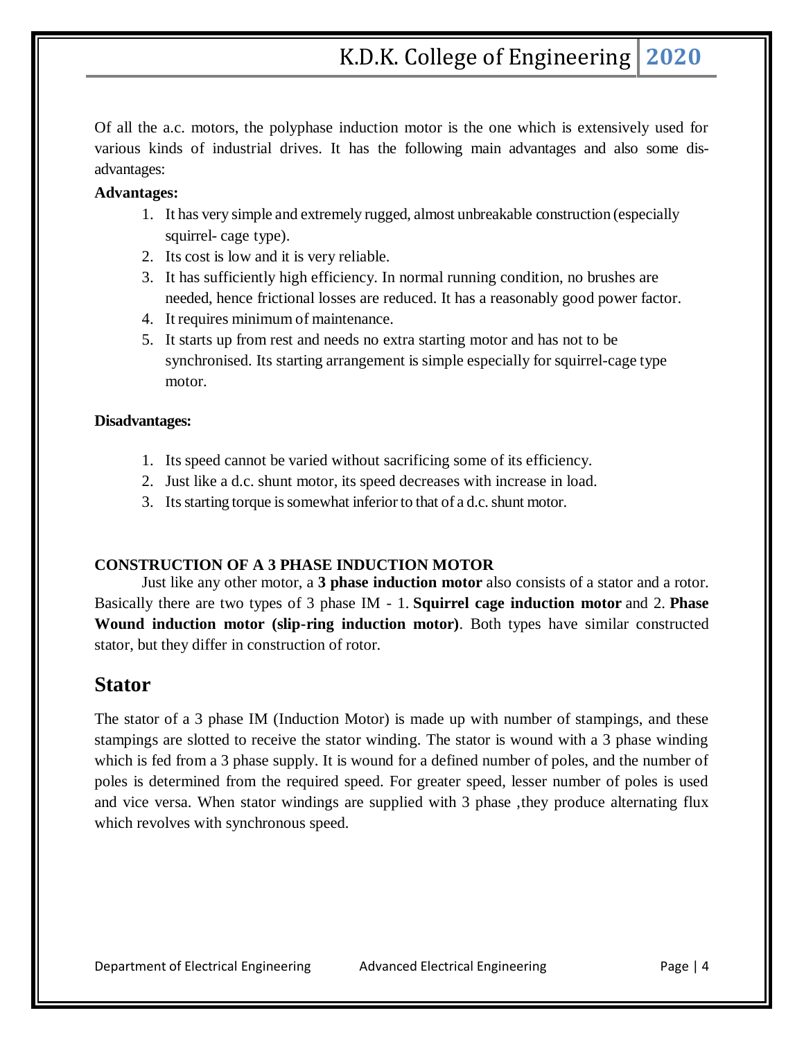Of all the a.c. motors, the polyphase induction motor is the one which is extensively used for various kinds of industrial drives. It has the following main advantages and also some dis-advantages:

**Advantages:**

1. It has very simple and extremely rugged, almost unbreakable construction (especially squirrel- cage type).
2. Its cost is low and it is very reliable.
3. It has sufficiently high efficiency. In normal running condition, no brushes are needed, hence frictional losses are reduced. It has a reasonably good power factor.
4. It requires minimum of maintenance.
5. It starts up from rest and needs no extra starting motor and has not to be synchronised. Its starting arrangement is simple especially for squirrel-cage type motor.

**Disadvantages:**

1. Its speed cannot be varied without sacrificing some of its efficiency.
2. Just like a d.c. shunt motor, its speed decreases with increase in load.
3. Its starting torque is somewhat inferior to that of a d.c. shunt motor.

**CONSTRUCTION OF A 3 PHASE INDUCTION MOTOR**

Just like any other motor, a **3 phase induction motor** also consists of a stator and a rotor. Basically there are two types of 3 phase IM - 1. **Squirrel cage induction motor** and 2. **Phase Wound induction motor (slip-ring induction motor)**. Both types have similar constructed stator, but they differ in construction of rotor.

## Stator

The stator of a 3 phase IM (Induction Motor) is made up with number of stampings, and these stampings are slotted to receive the stator winding. The stator is wound with a 3 phase winding which is fed from a 3 phase supply. It is wound for a defined number of poles, and the number of poles is determined from the required speed. For greater speed, lesser number of poles is used and vice versa. When stator windings are supplied with 3 phase ,they produce alternating flux which revolves with synchronous speed.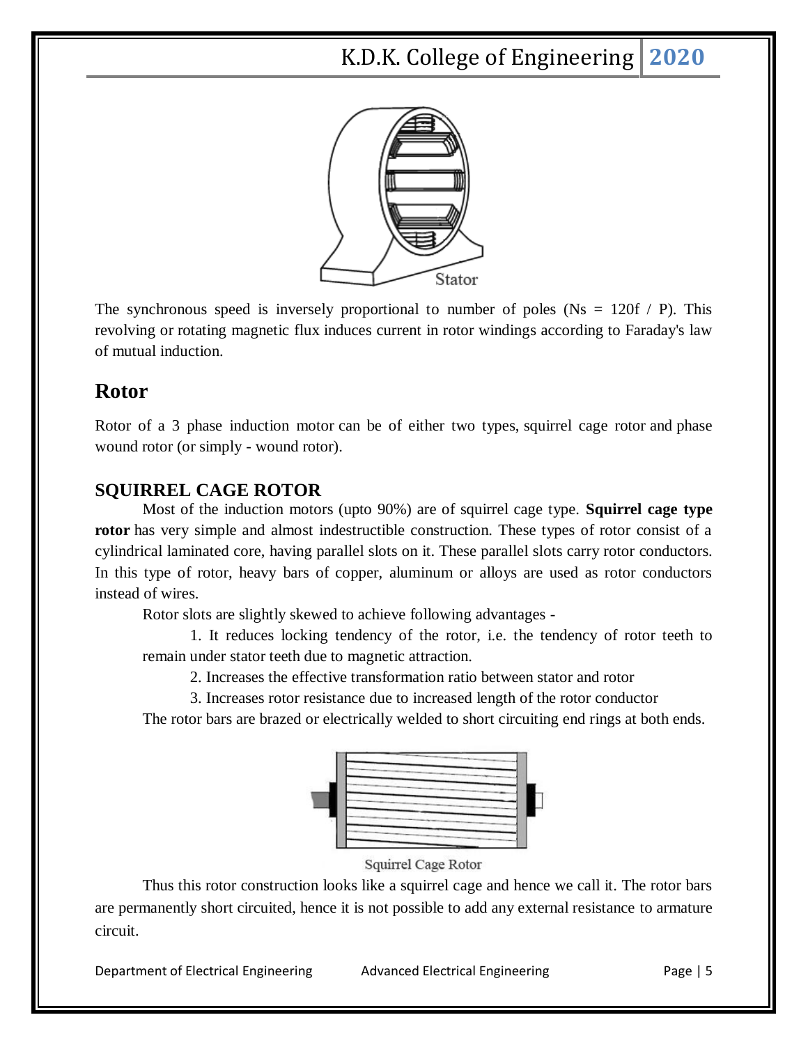Stator

The synchronous speed is inversely proportional to number of poles ($N_s = 120f / P$). This revolving or rotating magnetic flux induces current in rotor windings according to Faraday's law of mutual induction.

## Rotor

Rotor of a 3 phase induction motor can be of either two types, squirrel cage rotor and phase wound rotor (or simply - wound rotor).

### SQUIRREL CAGE ROTOR

Most of the induction motors (upto 90%) are of squirrel cage type. **Squirrel cage type rotor** has very simple and almost indestructible construction. These types of rotor consist of a cylindrical laminated core, having parallel slots on it. These parallel slots carry rotor conductors. In this type of rotor, heavy bars of copper, aluminum or alloys are used as rotor conductors instead of wires.

Rotor slots are slightly skewed to achieve following advantages -

1. It reduces locking tendency of the rotor, i.e. the tendency of rotor teeth to remain under stator teeth due to magnetic attraction.
2. Increases the effective transformation ratio between stator and rotor
3. Increases rotor resistance due to increased length of the rotor conductor

The rotor bars are brazed or electrically welded to short circuiting end rings at both ends.

Squirrel Cage Rotor

Thus this rotor construction looks like a squirrel cage and hence we call it. The rotor bars are permanently short circuited, hence it is not possible to add any external resistance to armature circuit.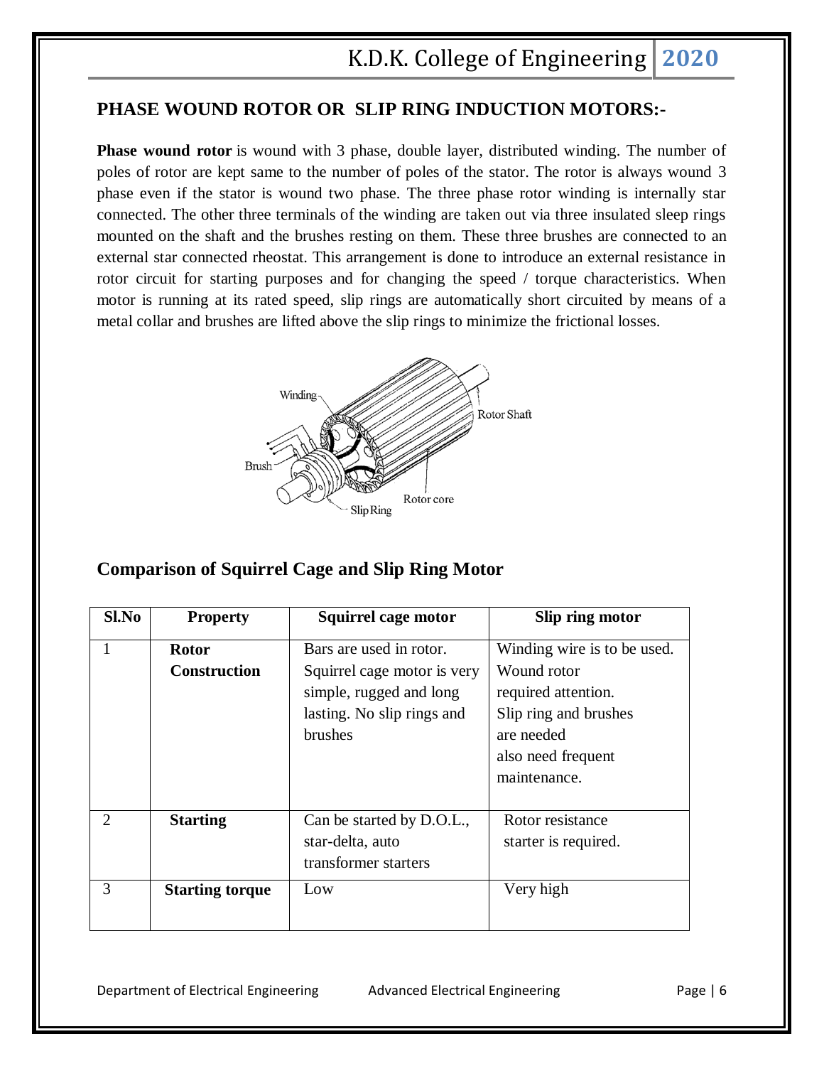## PHASE WOUND ROTOR OR SLIP RING INDUCTION MOTORS:-

**Phase wound rotor** is wound with 3 phase, double layer, distributed winding. The number of poles of rotor are kept same to the number of poles of the stator. The rotor is always wound 3 phase even if the stator is wound two phase. The three phase rotor winding is internally star connected. The other three terminals of the winding are taken out via three insulated sleep rings mounted on the shaft and the brushes resting on them. These three brushes are connected to an external star connected rheostat. This arrangement is done to introduce an external resistance in rotor circuit for starting purposes and for changing the speed / torque characteristics. When motor is running at its rated speed, slip rings are automatically short circuited by means of a metal collar and brushes are lifted above the slip rings to minimize the frictional losses.

## Comparison of Squirrel Cage and Slip Ring Motor

| Sl.No | Property | Squirrel cage motor | Slip ring motor |
|---|---|---|---|
| 1 | **Rotor Construction** | Bars are used in rotor. Squirrel cage motor is very simple, rugged and long lasting. No slip rings and brushes | Winding wire is to be used. Wound rotor required attention. Slip ring and brushes are needed also need frequent maintenance. |
| 2 | **Starting** | Can be started by D.O.L., star-delta, auto transformer starters | Rotor resistance starter is required. |
| 3 | **Starting torque** | Low | Very high |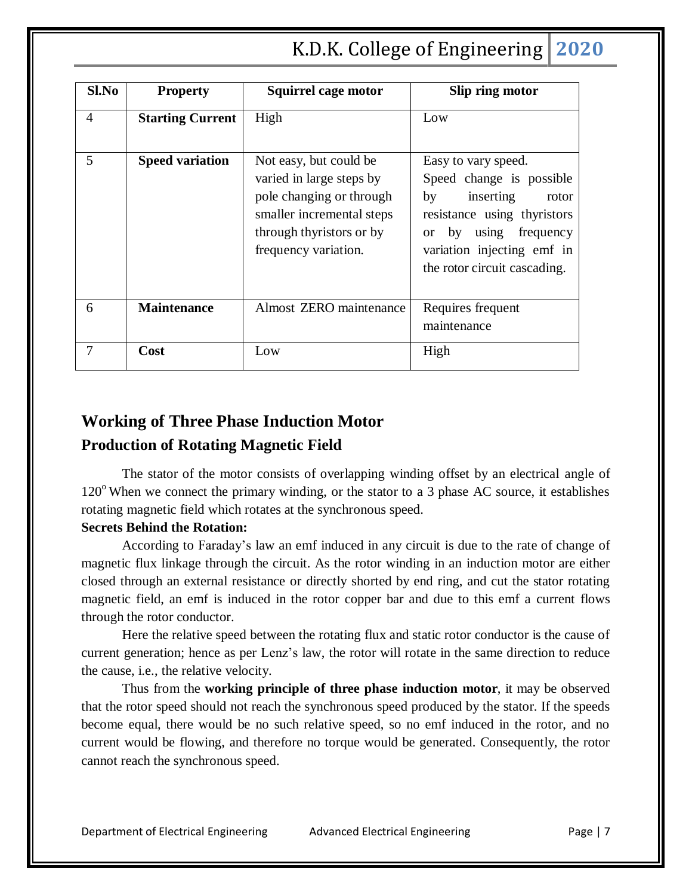| Sl.No | Property | Squirrel cage motor | Slip ring motor |
|---|---|---|---|
| 4 | **Starting Current** | High | Low |
| 5 | **Speed variation** | Not easy, but could be varied in large steps by pole changing or through smaller incremental steps through thyristors or by frequency variation. | Easy to vary speed. Speed change is possible by inserting rotor resistance using thyristors or by using frequency variation injecting emf in the rotor circuit cascading. |
| 6 | **Maintenance** | Almost ZERO maintenance | Requires frequent maintenance |
| 7 | **Cost** | Low | High |

## Working of Three Phase Induction Motor

### Production of Rotating Magnetic Field

The stator of the motor consists of overlapping winding offset by an electrical angle of $120^o$ When we connect the primary winding, or the stator to a 3 phase AC source, it establishes rotating magnetic field which rotates at the synchronous speed.

**Secrets Behind the Rotation:**

According to Faraday's law an emf induced in any circuit is due to the rate of change of magnetic flux linkage through the circuit. As the rotor winding in an induction motor are either closed through an external resistance or directly shorted by end ring, and cut the stator rotating magnetic field, an emf is induced in the rotor copper bar and due to this emf a current flows through the rotor conductor.

Here the relative speed between the rotating flux and static rotor conductor is the cause of current generation; hence as per Lenz's law, the rotor will rotate in the same direction to reduce the cause, i.e., the relative velocity.

Thus from the **working principle of three phase induction motor**, it may be observed that the rotor speed should not reach the synchronous speed produced by the stator. If the speeds become equal, there would be no such relative speed, so no emf induced in the rotor, and no current would be flowing, and therefore no torque would be generated. Consequently, the rotor cannot reach the synchronous speed.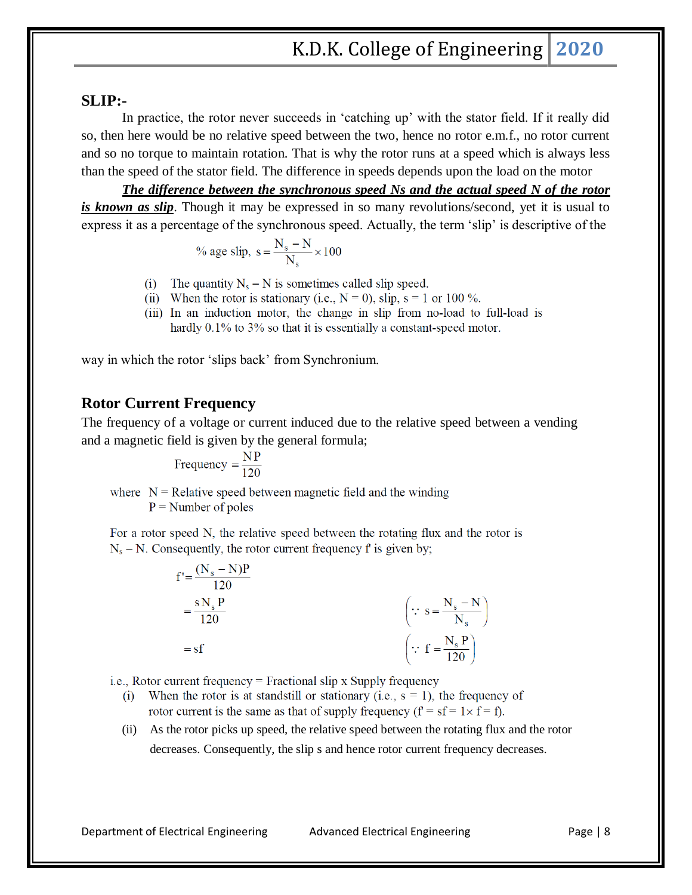## SLIP:-

In practice, the rotor never succeeds in 'catching up' with the stator field. If it really did so, then here would be no relative speed between the two, hence no rotor e.m.f., no rotor current and so no torque to maintain rotation. That is why the rotor runs at a speed which is always less than the speed of the stator field. The difference in speeds depends upon the load on the motor

***<u>The difference between the synchronous speed Ns and the actual speed N of the rotor is known as slip</u>***. Though it may be expressed in so many revolutions/second, yet it is usual to express it as a percentage of the synchronous speed. Actually, the term 'slip' is descriptive of the

$$\%\text{ age slip, } s = \frac{N_s - N}{N_s} \times 100$$

(i) The quantity $N_s - N$ is sometimes called slip speed.
(ii) When the rotor is stationary (i.e., $N = 0$), slip, $s = 1$ or 100 %.
(iii) In an induction motor, the change in slip from no-load to full-load is hardly 0.1% to 3% so that it is essentially a constant-speed motor.

way in which the rotor 'slips back' from Synchronium.

## Rotor Current Frequency

The frequency of a voltage or current induced due to the relative speed between a vending and a magnetic field is given by the general formula;

$$\text{Frequency} = \frac{NP}{120}$$

where $N$ = Relative speed between magnetic field and the winding
$P$ = Number of poles

For a rotor speed N, the relative speed between the rotating flux and the rotor is $N_s - N$. Consequently, the rotor current frequency f' is given by;

$$f' = \frac{(N_s - N)P}{120}$$

$$= \frac{sN_sP}{120} \qquad \left(\because s = \frac{N_s - N}{N_s}\right)$$

$$= sf \qquad \left(\because f = \frac{N_sP}{120}\right)$$

i.e., Rotor current frequency = Fractional slip x Supply frequency

(i) When the rotor is at standstill or stationary (i.e., $s = 1$), the frequency of rotor current is the same as that of supply frequency ($f' = sf = 1 \times f = f$).
(ii) As the rotor picks up speed, the relative speed between the rotating flux and the rotor decreases. Consequently, the slip s and hence rotor current frequency decreases.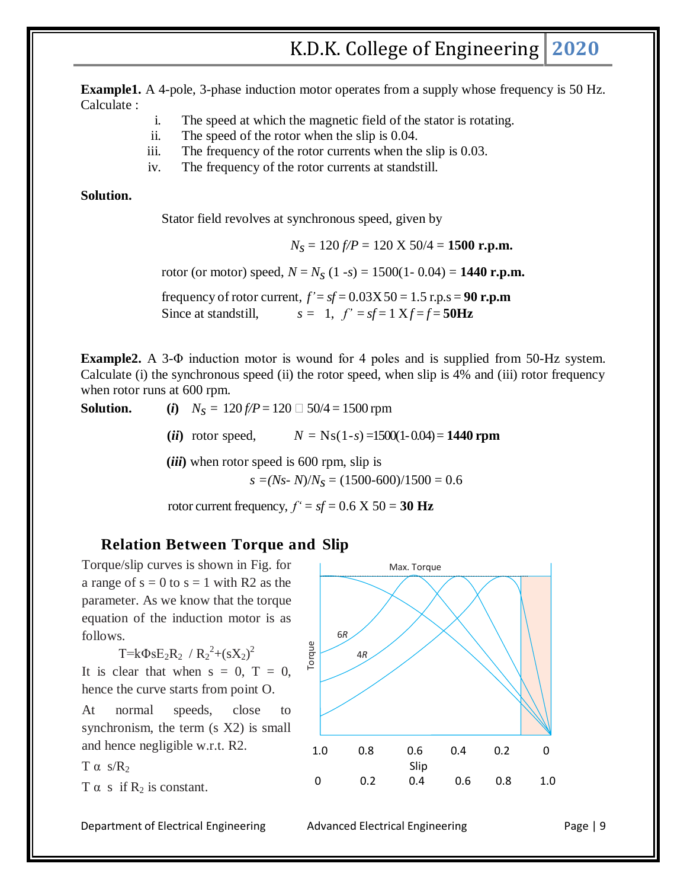**Example1.** A 4-pole, 3-phase induction motor operates from a supply whose frequency is 50 Hz. Calculate :

i. The speed at which the magnetic field of the stator is rotating.
ii. The speed of the rotor when the slip is 0.04.
iii. The frequency of the rotor currents when the slip is 0.03.
iv. The frequency of the rotor currents at standstill.

**Solution.**

Stator field revolves at synchronous speed, given by

$$N_S = 120\,f/P = 120 \times 50/4 = \mathbf{1500\ r.p.m.}$$

rotor (or motor) speed, $N = N_S\,(1 - s) = 1500(1 - 0.04) = \mathbf{1440\ r.p.m.}$

frequency of rotor current, $f' = sf = 0.03 \times 50 = 1.5$ r.p.s = **90 r.p.m**

Since at standstill, $s = 1$, $f' = sf = 1 \times f = f =$ **50Hz**

**Example2.** A 3-Φ induction motor is wound for 4 poles and is supplied from 50-Hz system. Calculate (i) the synchronous speed (ii) the rotor speed, when slip is 4% and (iii) rotor frequency when rotor runs at 600 rpm.

**Solution.** (*i*) $N_S = 120\,f/P = 120 \times 50/4 = 1500$ rpm

(*ii*) rotor speed, $N = N_s(1 - s) = 1500(1 - 0.04) =$ **1440 rpm**

(*iii*) when rotor speed is 600 rpm, slip is

$$s = (N_S - N)/N_S = (1500 - 600)/1500 = 0.6$$

rotor current frequency, $f' = sf = 0.6 \times 50 =$ **30 Hz**

### Relation Between Torque and Slip

Torque/slip curves is shown in Fig. for a range of s = 0 to s = 1 with R2 as the parameter. As we know that the torque equation of the induction motor is as follows.

$$T = k\Phi s E_2 R_2 \;/\; R_2^2 + (sX_2)^2$$

It is clear that when s = 0, T = 0, hence the curve starts from point O.

At normal speeds, close to synchronism, the term (s X2) is small and hence negligible w.r.t. R2.

$T \propto s/R_2$

$T \propto s$ if $R_2$ is constant.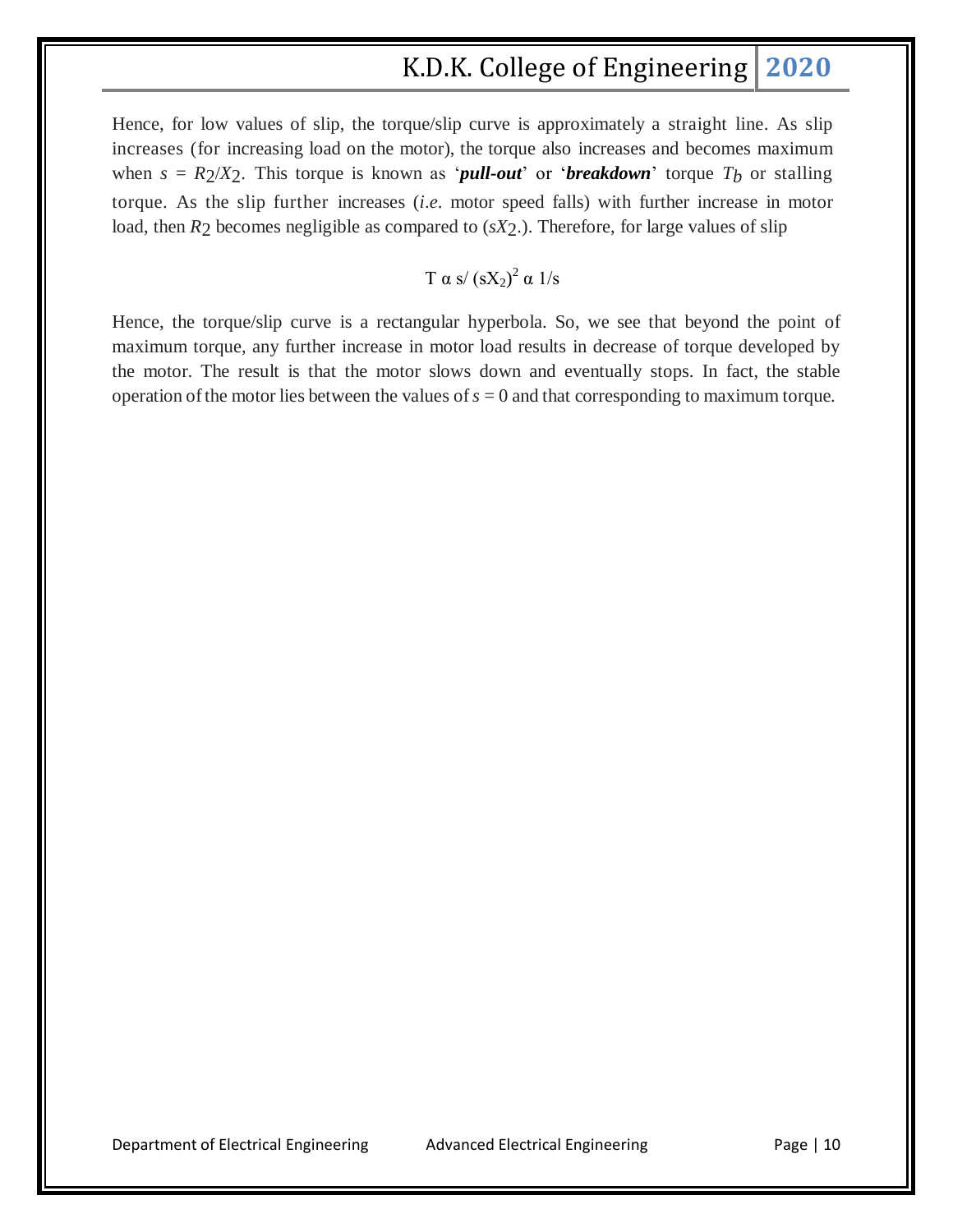Hence, for low values of slip, the torque/slip curve is approximately a straight line. As slip increases (for increasing load on the motor), the torque also increases and becomes maximum when $s = R_2/X_2$. This torque is known as '***pull-out***' or '***breakdown***' torque $T_b$ or stalling torque. As the slip further increases (*i.e*. motor speed falls) with further increase in motor load, then $R_2$ becomes negligible as compared to ($sX_2$.). Therefore, for large values of slip

$$T \propto s/(sX_2)^2 \propto 1/s$$

Hence, the torque/slip curve is a rectangular hyperbola. So, we see that beyond the point of maximum torque, any further increase in motor load results in decrease of torque developed by the motor. The result is that the motor slows down and eventually stops. In fact, the stable operation of the motor lies between the values of $s = 0$ and that corresponding to maximum torque.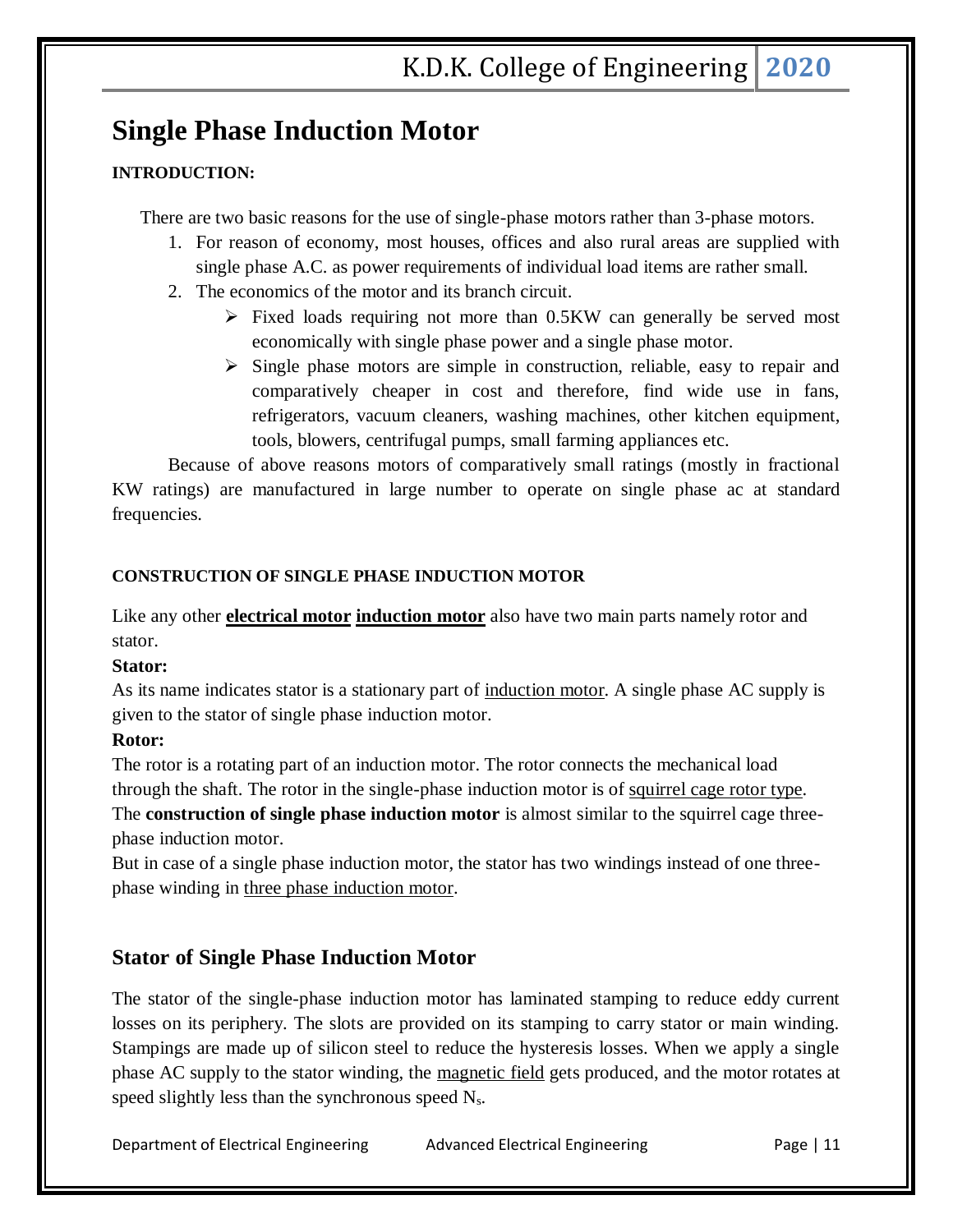# Single Phase Induction Motor

**INTRODUCTION:**

There are two basic reasons for the use of single-phase motors rather than 3-phase motors.

1. For reason of economy, most houses, offices and also rural areas are supplied with single phase A.C. as power requirements of individual load items are rather small.
2. The economics of the motor and its branch circuit.
   - Fixed loads requiring not more than 0.5KW can generally be served most economically with single phase power and a single phase motor.
   - Single phase motors are simple in construction, reliable, easy to repair and comparatively cheaper in cost and therefore, find wide use in fans, refrigerators, vacuum cleaners, washing machines, other kitchen equipment, tools, blowers, centrifugal pumps, small farming appliances etc.

Because of above reasons motors of comparatively small ratings (mostly in fractional KW ratings) are manufactured in large number to operate on single phase ac at standard frequencies.

**CONSTRUCTION OF SINGLE PHASE INDUCTION MOTOR**

Like any other **electrical motor** **induction motor** also have two main parts namely rotor and stator.

**Stator:**

As its name indicates stator is a stationary part of induction motor. A single phase AC supply is given to the stator of single phase induction motor.

**Rotor:**

The rotor is a rotating part of an induction motor. The rotor connects the mechanical load through the shaft. The rotor in the single-phase induction motor is of squirrel cage rotor type. The **construction of single phase induction motor** is almost similar to the squirrel cage three-phase induction motor.

But in case of a single phase induction motor, the stator has two windings instead of one three-phase winding in three phase induction motor.

## Stator of Single Phase Induction Motor

The stator of the single-phase induction motor has laminated stamping to reduce eddy current losses on its periphery. The slots are provided on its stamping to carry stator or main winding. Stampings are made up of silicon steel to reduce the hysteresis losses. When we apply a single phase AC supply to the stator winding, the magnetic field gets produced, and the motor rotates at speed slightly less than the synchronous speed $N_s$.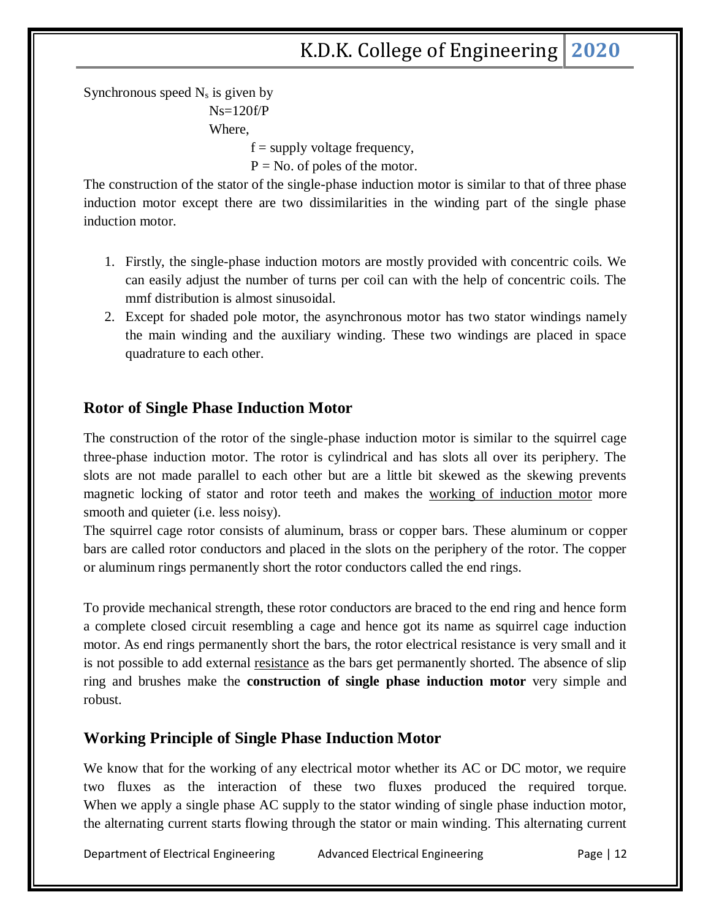Synchronous speed $N_s$ is given by

$$N_s = 120f/P$$

Where,

f = supply voltage frequency,

P = No. of poles of the motor.

The construction of the stator of the single-phase induction motor is similar to that of three phase induction motor except there are two dissimilarities in the winding part of the single phase induction motor.

1. Firstly, the single-phase induction motors are mostly provided with concentric coils. We can easily adjust the number of turns per coil can with the help of concentric coils. The mmf distribution is almost sinusoidal.
2. Except for shaded pole motor, the asynchronous motor has two stator windings namely the main winding and the auxiliary winding. These two windings are placed in space quadrature to each other.

## Rotor of Single Phase Induction Motor

The construction of the rotor of the single-phase induction motor is similar to the squirrel cage three-phase induction motor. The rotor is cylindrical and has slots all over its periphery. The slots are not made parallel to each other but are a little bit skewed as the skewing prevents magnetic locking of stator and rotor teeth and makes the working of induction motor more smooth and quieter (i.e. less noisy).

The squirrel cage rotor consists of aluminum, brass or copper bars. These aluminum or copper bars are called rotor conductors and placed in the slots on the periphery of the rotor. The copper or aluminum rings permanently short the rotor conductors called the end rings.

To provide mechanical strength, these rotor conductors are braced to the end ring and hence form a complete closed circuit resembling a cage and hence got its name as squirrel cage induction motor. As end rings permanently short the bars, the rotor electrical resistance is very small and it is not possible to add external resistance as the bars get permanently shorted. The absence of slip ring and brushes make the **construction of single phase induction motor** very simple and robust.

## Working Principle of Single Phase Induction Motor

We know that for the working of any electrical motor whether its AC or DC motor, we require two fluxes as the interaction of these two fluxes produced the required torque. When we apply a single phase AC supply to the stator winding of single phase induction motor, the alternating current starts flowing through the stator or main winding. This alternating current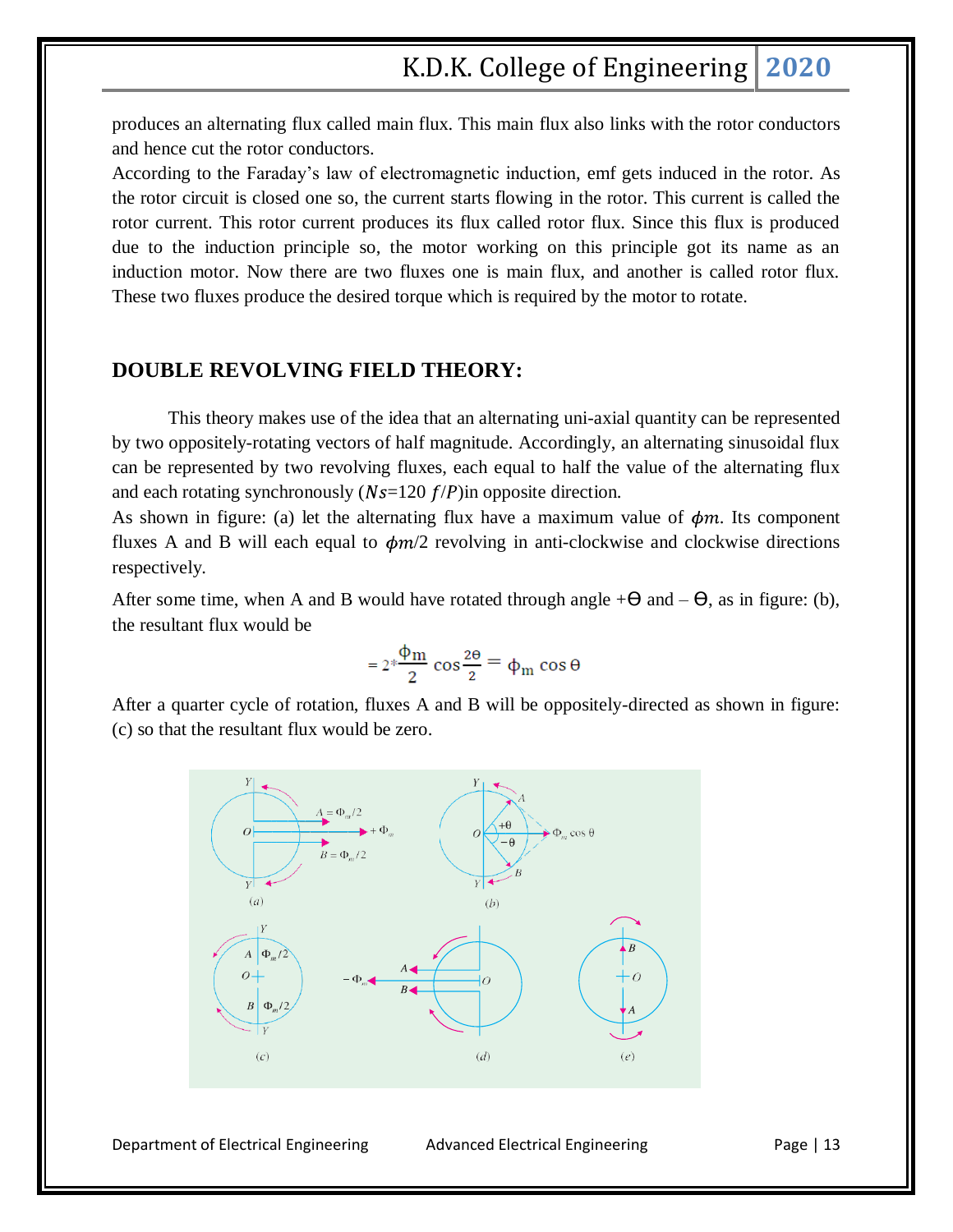produces an alternating flux called main flux. This main flux also links with the rotor conductors and hence cut the rotor conductors.

According to the Faraday's law of electromagnetic induction, emf gets induced in the rotor. As the rotor circuit is closed one so, the current starts flowing in the rotor. This current is called the rotor current. This rotor current produces its flux called rotor flux. Since this flux is produced due to the induction principle so, the motor working on this principle got its name as an induction motor. Now there are two fluxes one is main flux, and another is called rotor flux. These two fluxes produce the desired torque which is required by the motor to rotate.

## DOUBLE REVOLVING FIELD THEORY:

This theory makes use of the idea that an alternating uni-axial quantity can be represented by two oppositely-rotating vectors of half magnitude. Accordingly, an alternating sinusoidal flux can be represented by two revolving fluxes, each equal to half the value of the alternating flux and each rotating synchronously ($Ns$=120 $f/P$)in opposite direction.

As shown in figure: (a) let the alternating flux have a maximum value of $\phi m$. Its component fluxes A and B will each equal to $\phi m/2$ revolving in anti-clockwise and clockwise directions respectively.

After some time, when A and B would have rotated through angle +Θ and – Θ, as in figure: (b), the resultant flux would be

$$= 2 * \frac{\phi_m}{2} \cos\frac{2\theta}{2} = \phi_m \cos\theta$$

After a quarter cycle of rotation, fluxes A and B will be oppositely-directed as shown in figure: (c) so that the resultant flux would be zero.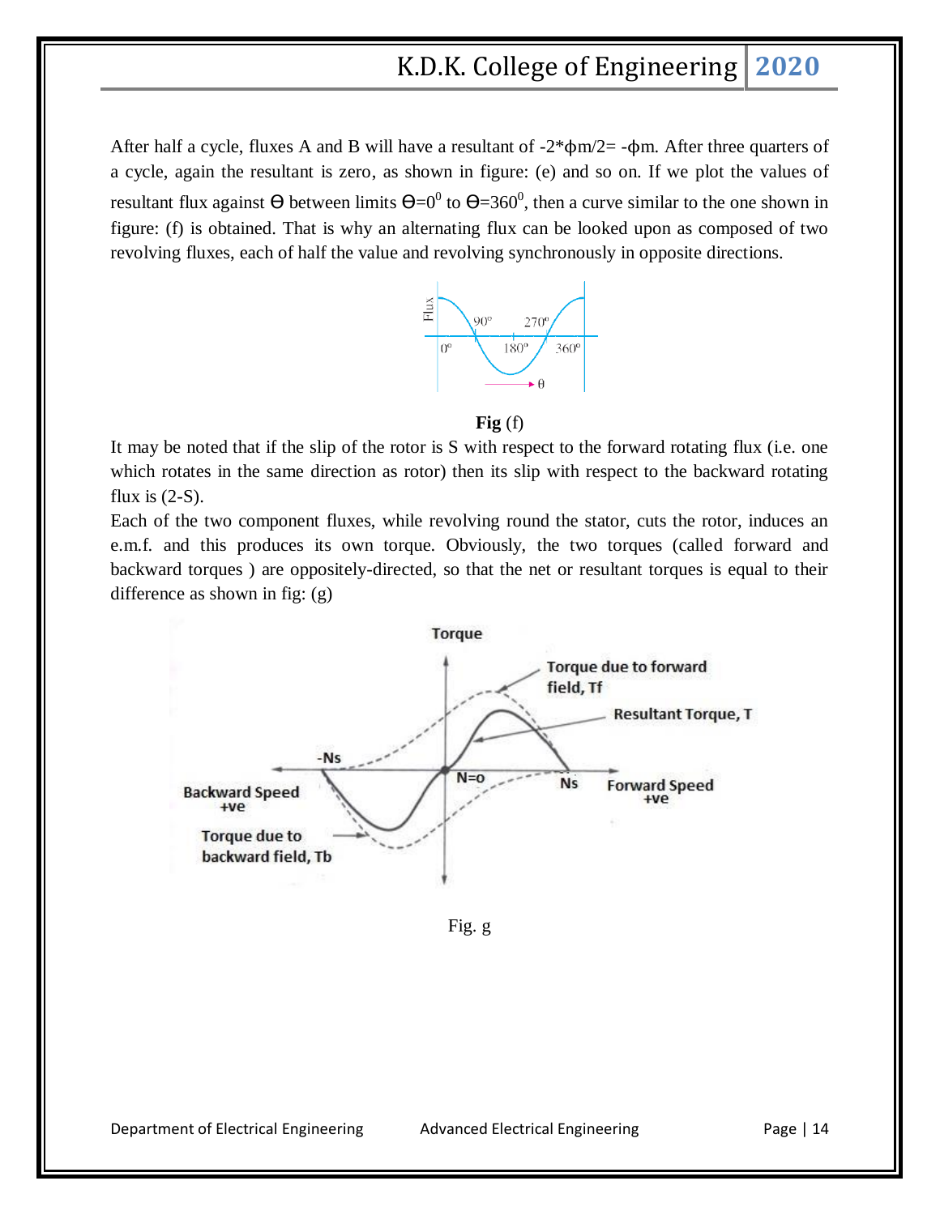After half a cycle, fluxes A and B will have a resultant of $-2*\phi m/2= -\phi m$. After three quarters of a cycle, again the resultant is zero, as shown in figure: (e) and so on. If we plot the values of resultant flux against $\Theta$ between limits $\Theta=0^0$ to $\Theta=360^0$, then a curve similar to the one shown in figure: (f) is obtained. That is why an alternating flux can be looked upon as composed of two revolving fluxes, each of half the value and revolving synchronously in opposite directions.

**Fig** (f)

It may be noted that if the slip of the rotor is S with respect to the forward rotating flux (i.e. one which rotates in the same direction as rotor) then its slip with respect to the backward rotating flux is (2-S).

Each of the two component fluxes, while revolving round the stator, cuts the rotor, induces an e.m.f. and this produces its own torque. Obviously, the two torques (called forward and backward torques ) are oppositely-directed, so that the net or resultant torques is equal to their difference as shown in fig: (g)

Fig. g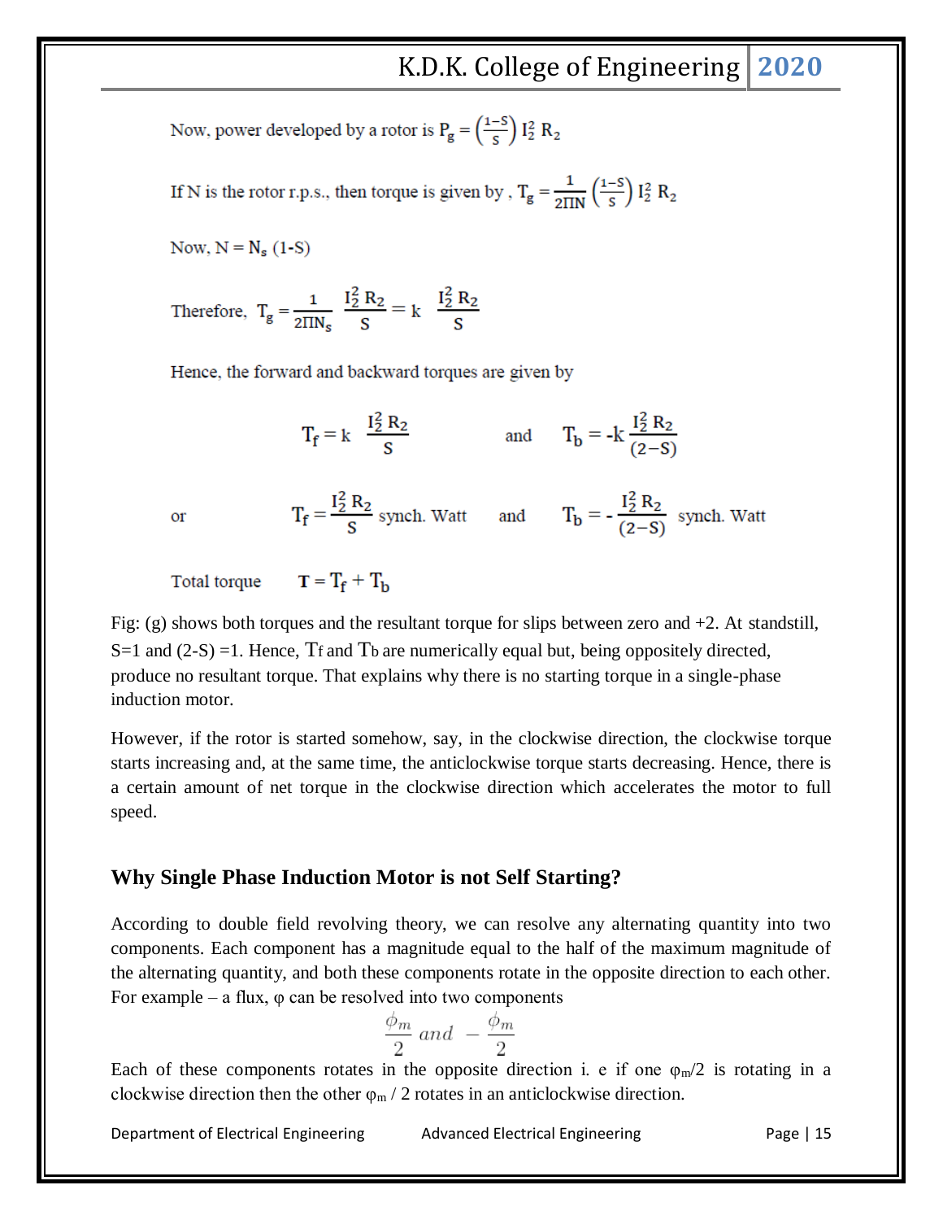Now, power developed by a rotor is $P_g = \left(\frac{1-S}{S}\right) I_2^2 R_2$

If N is the rotor r.p.s., then torque is given by , $T_g = \frac{1}{2\Pi N}\left(\frac{1-S}{S}\right) I_2^2 R_2$

Now, $N = N_s$ (1-S)

Therefore, $T_g = \frac{1}{2\Pi N_s} \frac{I_2^2 R_2}{S} = k \frac{I_2^2 R_2}{S}$

Hence, the forward and backward torques are given by

$$T_f = k \frac{I_2^2 R_2}{S} \quad \text{and} \quad T_b = -k \frac{I_2^2 R_2}{(2-S)}$$

or

$$T_f = \frac{I_2^2 R_2}{S} \text{ synch. Watt} \quad \text{and} \quad T_b = -\frac{I_2^2 R_2}{(2-S)} \text{ synch. Watt}$$

Total torque $\quad T = T_f + T_b$

Fig: (g) shows both torques and the resultant torque for slips between zero and +2. At standstill, S=1 and (2-S) =1. Hence, $T_f$ and $T_b$ are numerically equal but, being oppositely directed, produce no resultant torque. That explains why there is no starting torque in a single-phase induction motor.

However, if the rotor is started somehow, say, in the clockwise direction, the clockwise torque starts increasing and, at the same time, the anticlockwise torque starts decreasing. Hence, there is a certain amount of net torque in the clockwise direction which accelerates the motor to full speed.

## Why Single Phase Induction Motor is not Self Starting?

According to double field revolving theory, we can resolve any alternating quantity into two components. Each component has a magnitude equal to the half of the maximum magnitude of the alternating quantity, and both these components rotate in the opposite direction to each other. For example – a flux, φ can be resolved into two components

$$\frac{\phi_m}{2} \; and \; -\frac{\phi_m}{2}$$

Each of these components rotates in the opposite direction i. e if one $\varphi_m/2$ is rotating in a clockwise direction then the other $\varphi_m / 2$ rotates in an anticlockwise direction.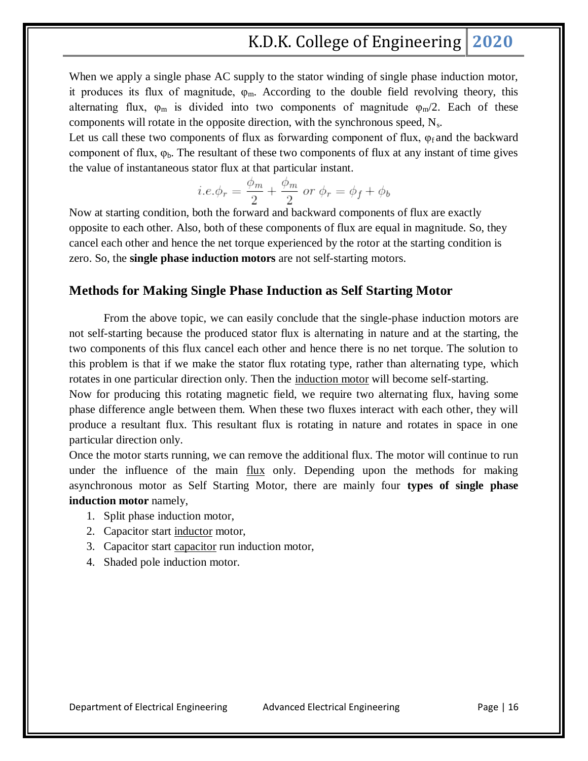When we apply a single phase AC supply to the stator winding of single phase induction motor, it produces its flux of magnitude, $\varphi_m$. According to the double field revolving theory, this alternating flux, $\varphi_m$ is divided into two components of magnitude $\varphi_m/2$. Each of these components will rotate in the opposite direction, with the synchronous speed, $N_s$.

Let us call these two components of flux as forwarding component of flux, $\varphi_f$ and the backward component of flux, $\varphi_b$. The resultant of these two components of flux at any instant of time gives the value of instantaneous stator flux at that particular instant.

$$i.e.\phi_r = \frac{\phi_m}{2} + \frac{\phi_m}{2} \; or \; \phi_r = \phi_f + \phi_b$$

Now at starting condition, both the forward and backward components of flux are exactly opposite to each other. Also, both of these components of flux are equal in magnitude. So, they cancel each other and hence the net torque experienced by the rotor at the starting condition is zero. So, the **single phase induction motors** are not self-starting motors.

## Methods for Making Single Phase Induction as Self Starting Motor

From the above topic, we can easily conclude that the single-phase induction motors are not self-starting because the produced stator flux is alternating in nature and at the starting, the two components of this flux cancel each other and hence there is no net torque. The solution to this problem is that if we make the stator flux rotating type, rather than alternating type, which rotates in one particular direction only. Then the induction motor will become self-starting.

Now for producing this rotating magnetic field, we require two alternating flux, having some phase difference angle between them. When these two fluxes interact with each other, they will produce a resultant flux. This resultant flux is rotating in nature and rotates in space in one particular direction only.

Once the motor starts running, we can remove the additional flux. The motor will continue to run under the influence of the main flux only. Depending upon the methods for making asynchronous motor as Self Starting Motor, there are mainly four **types of single phase induction motor** namely,

1. Split phase induction motor,
2. Capacitor start inductor motor,
3. Capacitor start capacitor run induction motor,
4. Shaded pole induction motor.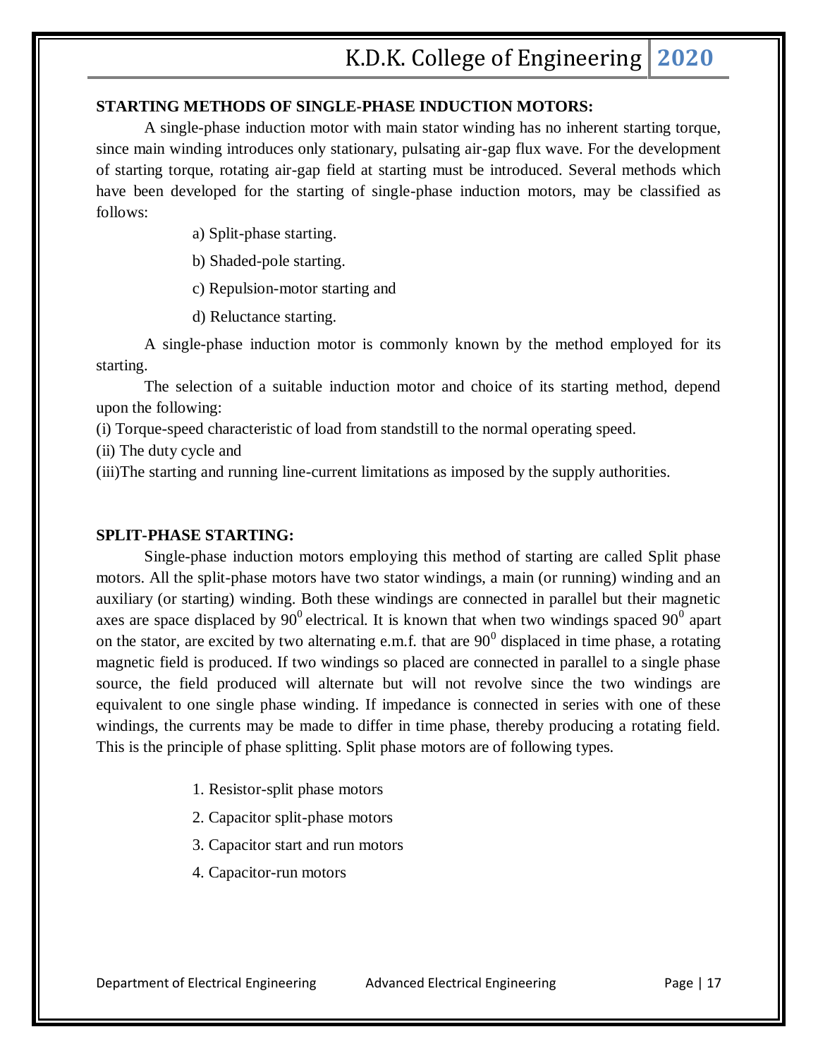## STARTING METHODS OF SINGLE-PHASE INDUCTION MOTORS:

A single-phase induction motor with main stator winding has no inherent starting torque, since main winding introduces only stationary, pulsating air-gap flux wave. For the development of starting torque, rotating air-gap field at starting must be introduced. Several methods which have been developed for the starting of single-phase induction motors, may be classified as follows:

a) Split-phase starting.

b) Shaded-pole starting.

c) Repulsion-motor starting and

d) Reluctance starting.

A single-phase induction motor is commonly known by the method employed for its starting.

The selection of a suitable induction motor and choice of its starting method, depend upon the following:

(i) Torque-speed characteristic of load from standstill to the normal operating speed.

(ii) The duty cycle and

(iii)The starting and running line-current limitations as imposed by the supply authorities.

## SPLIT-PHASE STARTING:

Single-phase induction motors employing this method of starting are called Split phase motors. All the split-phase motors have two stator windings, a main (or running) winding and an auxiliary (or starting) winding. Both these windings are connected in parallel but their magnetic axes are space displaced by $90^0$ electrical. It is known that when two windings spaced $90^0$ apart on the stator, are excited by two alternating e.m.f. that are $90^0$ displaced in time phase, a rotating magnetic field is produced. If two windings so placed are connected in parallel to a single phase source, the field produced will alternate but will not revolve since the two windings are equivalent to one single phase winding. If impedance is connected in series with one of these windings, the currents may be made to differ in time phase, thereby producing a rotating field. This is the principle of phase splitting. Split phase motors are of following types.

1. Resistor-split phase motors
2. Capacitor split-phase motors
3. Capacitor start and run motors
4. Capacitor-run motors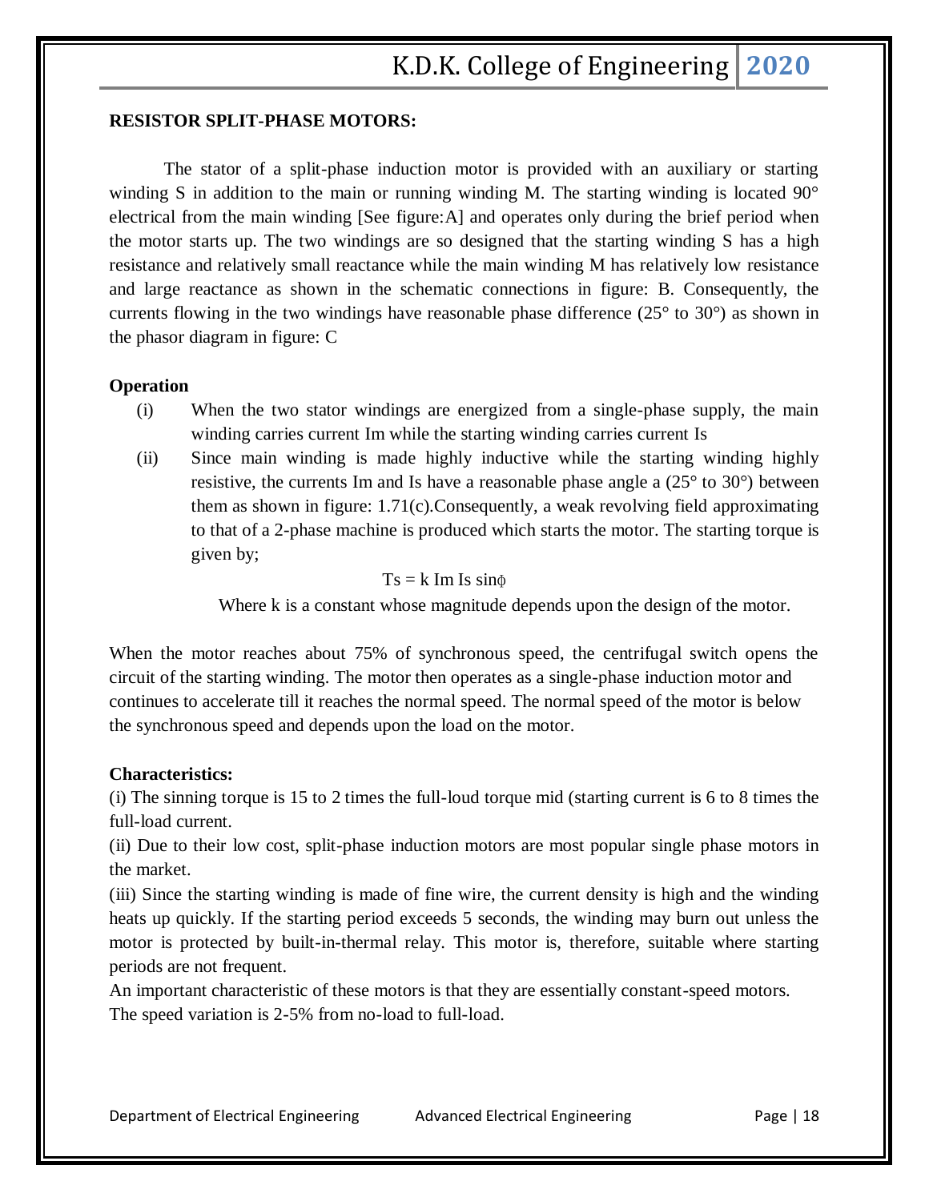**RESISTOR SPLIT-PHASE MOTORS:**

The stator of a split-phase induction motor is provided with an auxiliary or starting winding S in addition to the main or running winding M. The starting winding is located 90° electrical from the main winding [See figure:A] and operates only during the brief period when the motor starts up. The two windings are so designed that the starting winding S has a high resistance and relatively small reactance while the main winding M has relatively low resistance and large reactance as shown in the schematic connections in figure: B. Consequently, the currents flowing in the two windings have reasonable phase difference (25° to 30°) as shown in the phasor diagram in figure: C

**Operation**

(i) When the two stator windings are energized from a single-phase supply, the main winding carries current Im while the starting winding carries current Is

(ii) Since main winding is made highly inductive while the starting winding highly resistive, the currents Im and Is have a reasonable phase angle a (25° to 30°) between them as shown in figure: 1.71(c).Consequently, a weak revolving field approximating to that of a 2-phase machine is produced which starts the motor. The starting torque is given by;

$$T_s = k\, I_m\, I_s \sin\phi$$

Where k is a constant whose magnitude depends upon the design of the motor.

When the motor reaches about 75% of synchronous speed, the centrifugal switch opens the circuit of the starting winding. The motor then operates as a single-phase induction motor and continues to accelerate till it reaches the normal speed. The normal speed of the motor is below the synchronous speed and depends upon the load on the motor.

**Characteristics:**

(i) The sinning torque is 15 to 2 times the full-loud torque mid (starting current is 6 to 8 times the full-load current.

(ii) Due to their low cost, split-phase induction motors are most popular single phase motors in the market.

(iii) Since the starting winding is made of fine wire, the current density is high and the winding heats up quickly. If the starting period exceeds 5 seconds, the winding may burn out unless the motor is protected by built-in-thermal relay. This motor is, therefore, suitable where starting periods are not frequent.

An important characteristic of these motors is that they are essentially constant-speed motors. The speed variation is 2-5% from no-load to full-load.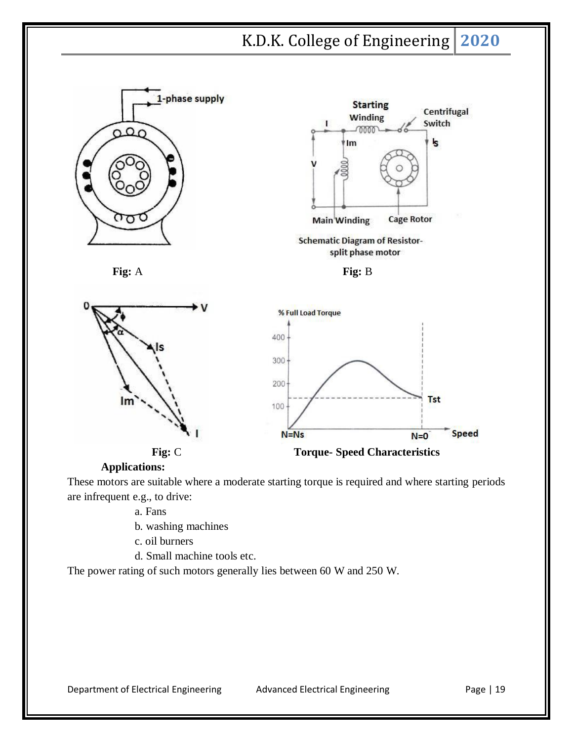**Fig:** A

Schematic Diagram of Resistor-split phase motor

**Fig:** B

**Fig:** C

**Torque- Speed Characteristics**

**Applications:**

These motors are suitable where a moderate starting torque is required and where starting periods are infrequent e.g., to drive:

a. Fans
b. washing machines
c. oil burners
d. Small machine tools etc.

The power rating of such motors generally lies between 60 W and 250 W.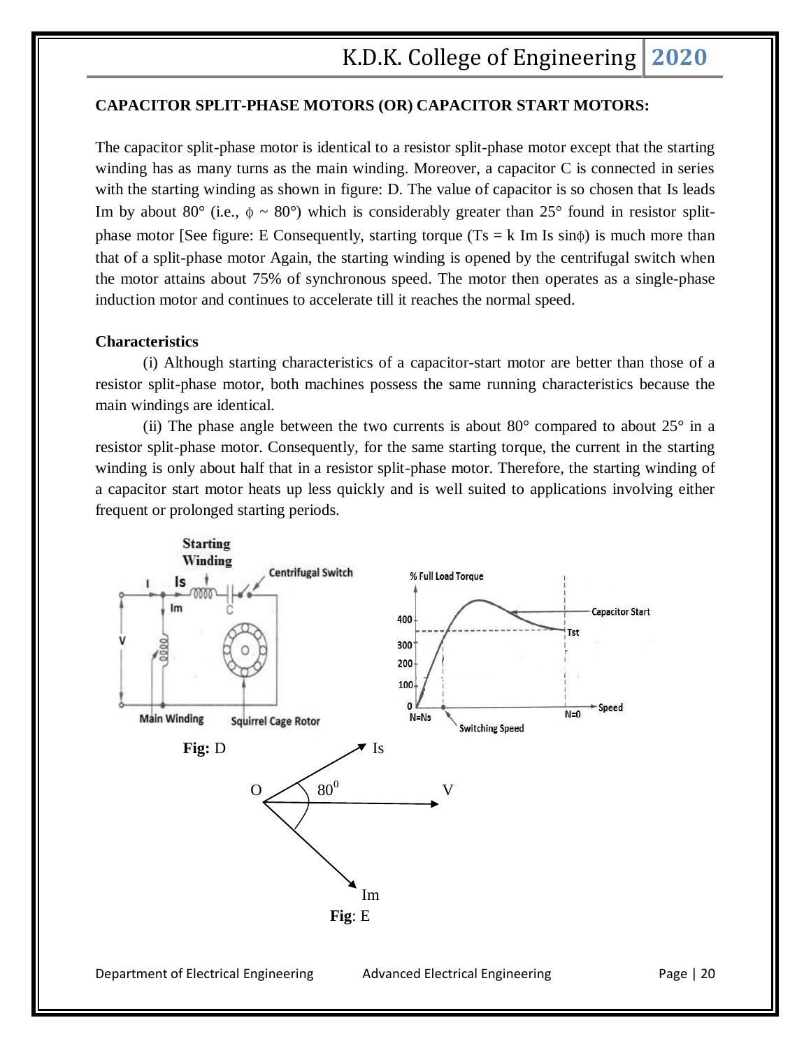## CAPACITOR SPLIT-PHASE MOTORS (OR) CAPACITOR START MOTORS:

The capacitor split-phase motor is identical to a resistor split-phase motor except that the starting winding has as many turns as the main winding. Moreover, a capacitor C is connected in series with the starting winding as shown in figure: D. The value of capacitor is so chosen that Is leads Im by about 80° (i.e., $\phi \sim 80°$) which is considerably greater than 25° found in resistor split-phase motor [See figure: E Consequently, starting torque ($T_s = k\ I_m\ I_s \sin\phi$) is much more than that of a split-phase motor Again, the starting winding is opened by the centrifugal switch when the motor attains about 75% of synchronous speed. The motor then operates as a single-phase induction motor and continues to accelerate till it reaches the normal speed.

**Characteristics**

(i) Although starting characteristics of a capacitor-start motor are better than those of a resistor split-phase motor, both machines possess the same running characteristics because the main windings are identical.

(ii) The phase angle between the two currents is about 80° compared to about 25° in a resistor split-phase motor. Consequently, for the same starting torque, the current in the starting winding is only about half that in a resistor split-phase motor. Therefore, the starting winding of a capacitor start motor heats up less quickly and is well suited to applications involving either frequent or prolonged starting periods.

**Fig:** D

**Fig**: E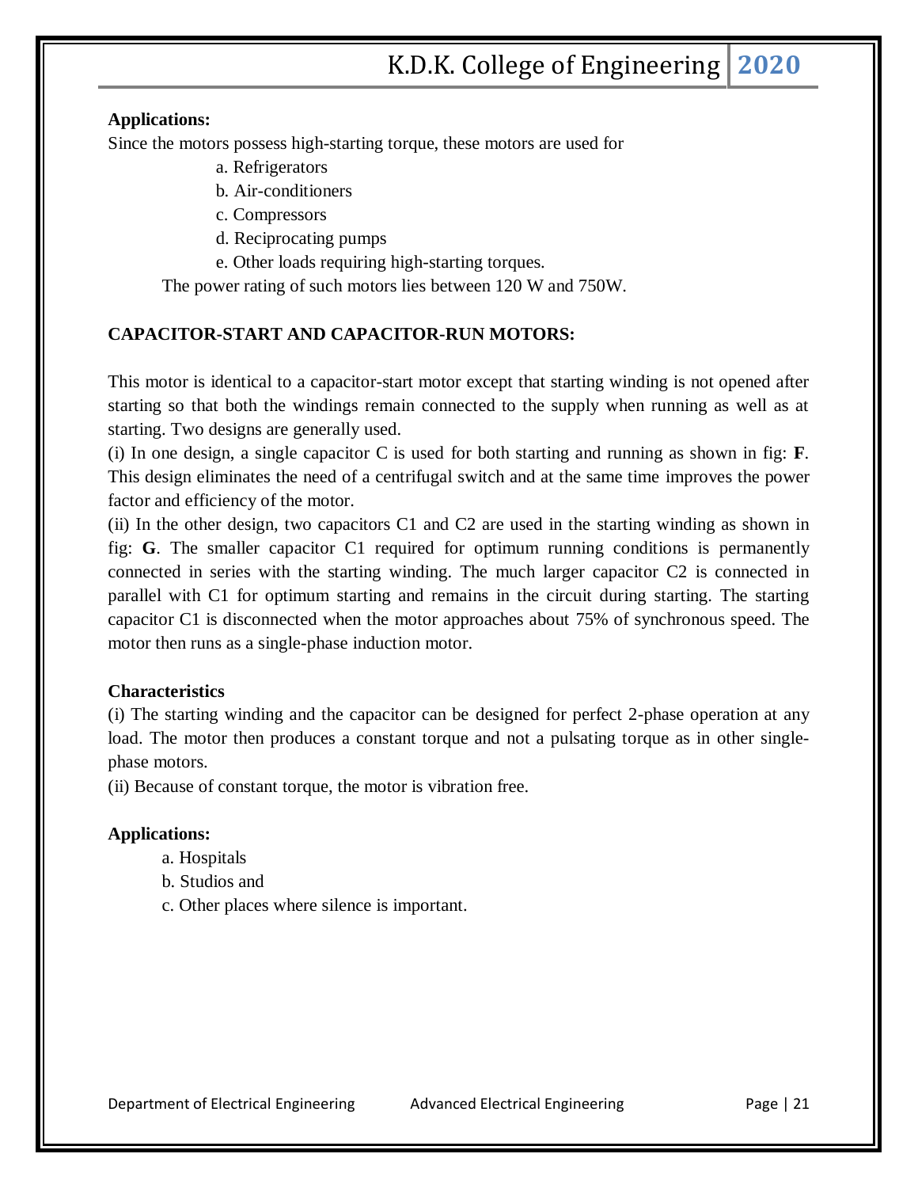**Applications:**

Since the motors possess high-starting torque, these motors are used for

- a. Refrigerators
- b. Air-conditioners
- c. Compressors
- d. Reciprocating pumps
- e. Other loads requiring high-starting torques.

The power rating of such motors lies between 120 W and 750W.

**CAPACITOR-START AND CAPACITOR-RUN MOTORS:**

This motor is identical to a capacitor-start motor except that starting winding is not opened after starting so that both the windings remain connected to the supply when running as well as at starting. Two designs are generally used.

(i) In one design, a single capacitor C is used for both starting and running as shown in fig: **F**. This design eliminates the need of a centrifugal switch and at the same time improves the power factor and efficiency of the motor.

(ii) In the other design, two capacitors C1 and C2 are used in the starting winding as shown in fig: **G**. The smaller capacitor C1 required for optimum running conditions is permanently connected in series with the starting winding. The much larger capacitor C2 is connected in parallel with C1 for optimum starting and remains in the circuit during starting. The starting capacitor C1 is disconnected when the motor approaches about 75% of synchronous speed. The motor then runs as a single-phase induction motor.

**Characteristics**

(i) The starting winding and the capacitor can be designed for perfect 2-phase operation at any load. The motor then produces a constant torque and not a pulsating torque as in other single-phase motors.

(ii) Because of constant torque, the motor is vibration free.

**Applications:**

- a. Hospitals
- b. Studios and
- c. Other places where silence is important.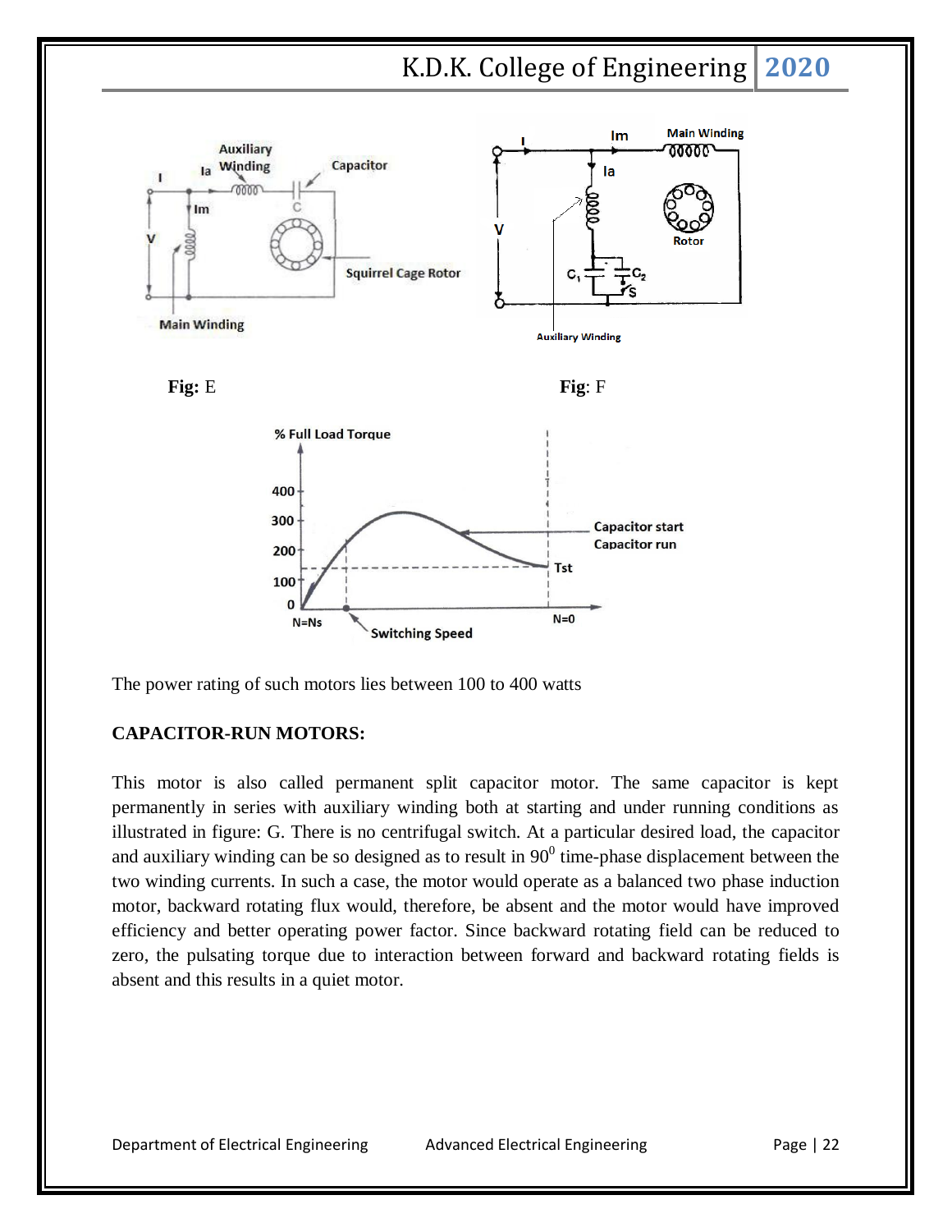Fig: E

Fig: F

The power rating of such motors lies between 100 to 400 watts

**CAPACITOR-RUN MOTORS:**

This motor is also called permanent split capacitor motor. The same capacitor is kept permanently in series with auxiliary winding both at starting and under running conditions as illustrated in figure: G. There is no centrifugal switch. At a particular desired load, the capacitor and auxiliary winding can be so designed as to result in $90^0$ time-phase displacement between the two winding currents. In such a case, the motor would operate as a balanced two phase induction motor, backward rotating flux would, therefore, be absent and the motor would have improved efficiency and better operating power factor. Since backward rotating field can be reduced to zero, the pulsating torque due to interaction between forward and backward rotating fields is absent and this results in a quiet motor.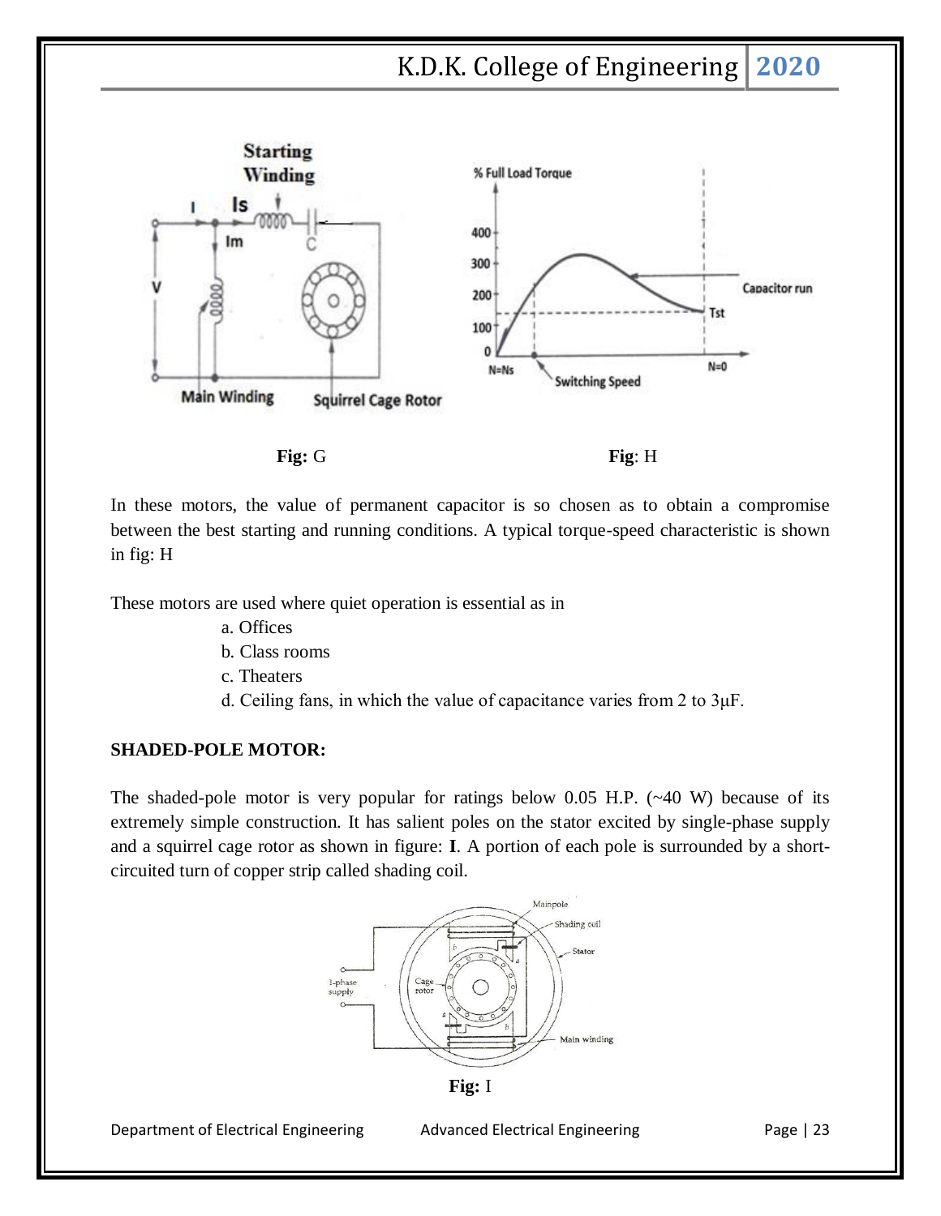**Fig:** G

**Fig**: H

In these motors, the value of permanent capacitor is so chosen as to obtain a compromise between the best starting and running conditions. A typical torque-speed characteristic is shown in fig: H

These motors are used where quiet operation is essential as in

a. Offices
b. Class rooms
c. Theaters
d. Ceiling fans, in which the value of capacitance varies from 2 to 3μF.

**SHADED-POLE MOTOR:**

The shaded-pole motor is very popular for ratings below 0.05 H.P. (~40 W) because of its extremely simple construction. It has salient poles on the stator excited by single-phase supply and a squirrel cage rotor as shown in figure: **I**. A portion of each pole is surrounded by a short-circuited turn of copper strip called shading coil.

**Fig:** I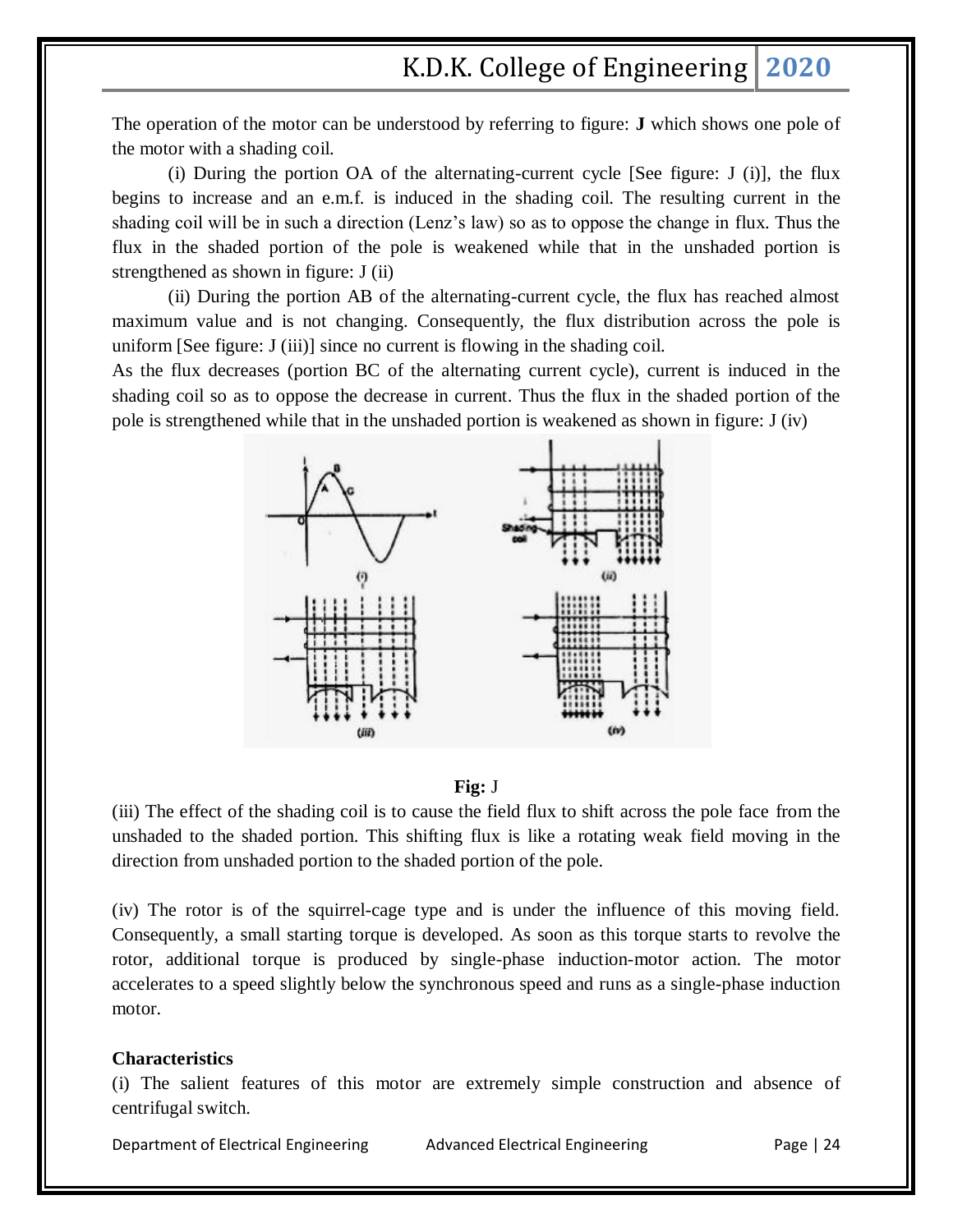The operation of the motor can be understood by referring to figure: **J** which shows one pole of the motor with a shading coil.

(i) During the portion OA of the alternating-current cycle [See figure: J (i)], the flux begins to increase and an e.m.f. is induced in the shading coil. The resulting current in the shading coil will be in such a direction (Lenz's law) so as to oppose the change in flux. Thus the flux in the shaded portion of the pole is weakened while that in the unshaded portion is strengthened as shown in figure: J (ii)

(ii) During the portion AB of the alternating-current cycle, the flux has reached almost maximum value and is not changing. Consequently, the flux distribution across the pole is uniform [See figure: J (iii)] since no current is flowing in the shading coil.

As the flux decreases (portion BC of the alternating current cycle), current is induced in the shading coil so as to oppose the decrease in current. Thus the flux in the shaded portion of the pole is strengthened while that in the unshaded portion is weakened as shown in figure: J (iv)

**Fig:** J

(iii) The effect of the shading coil is to cause the field flux to shift across the pole face from the unshaded to the shaded portion. This shifting flux is like a rotating weak field moving in the direction from unshaded portion to the shaded portion of the pole.

(iv) The rotor is of the squirrel-cage type and is under the influence of this moving field. Consequently, a small starting torque is developed. As soon as this torque starts to revolve the rotor, additional torque is produced by single-phase induction-motor action. The motor accelerates to a speed slightly below the synchronous speed and runs as a single-phase induction motor.

**Characteristics**

(i) The salient features of this motor are extremely simple construction and absence of centrifugal switch.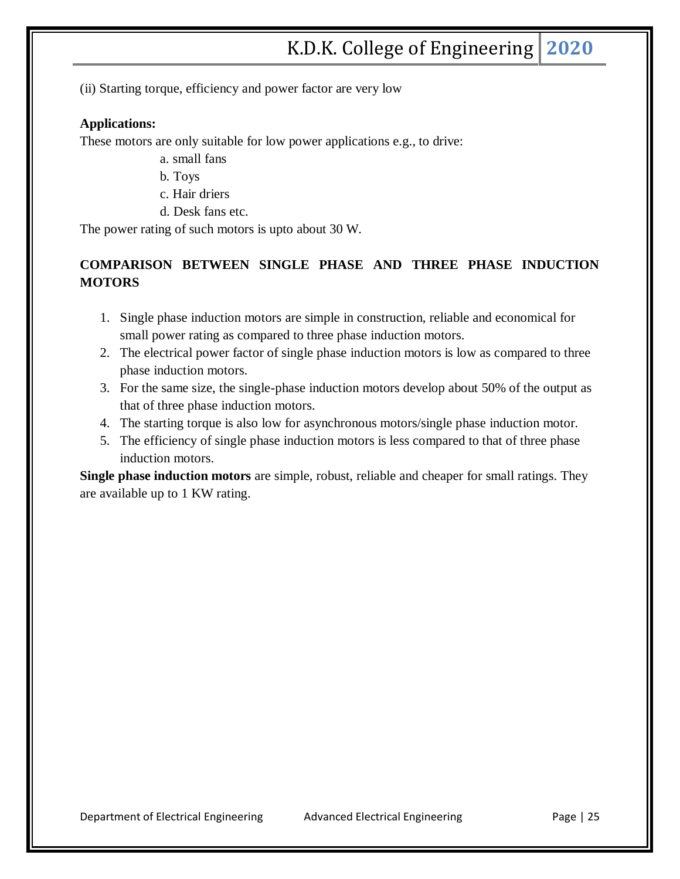(ii) Starting torque, efficiency and power factor are very low

**Applications:**

These motors are only suitable for low power applications e.g., to drive:

a. small fans
b. Toys
c. Hair driers
d. Desk fans etc.

The power rating of such motors is upto about 30 W.

## COMPARISON BETWEEN SINGLE PHASE AND THREE PHASE INDUCTION MOTORS

1. Single phase induction motors are simple in construction, reliable and economical for small power rating as compared to three phase induction motors.
2. The electrical power factor of single phase induction motors is low as compared to three phase induction motors.
3. For the same size, the single-phase induction motors develop about 50% of the output as that of three phase induction motors.
4. The starting torque is also low for asynchronous motors/single phase induction motor.
5. The efficiency of single phase induction motors is less compared to that of three phase induction motors.

**Single phase induction motors** are simple, robust, reliable and cheaper for small ratings. They are available up to 1 KW rating.